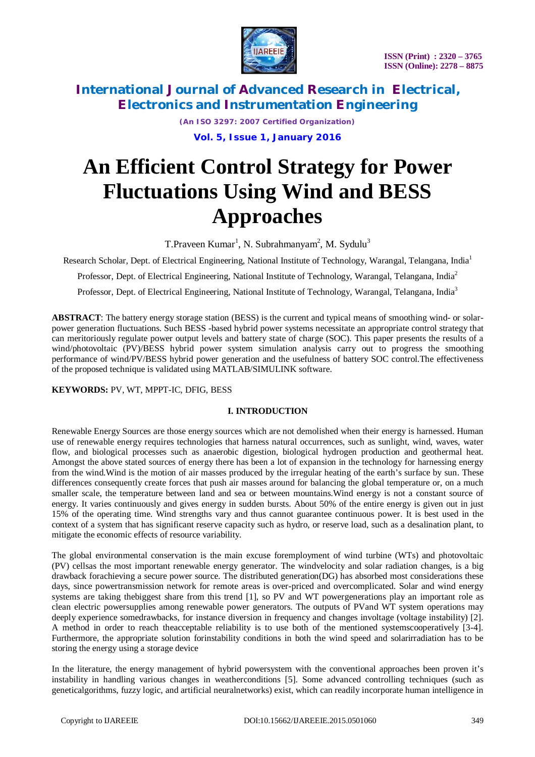# An Efficient Control Strategy for Power Fluctuations Using Wind and BESS Approaches

T.Praveen Kumar[1], N. Subrahmanyam[2], M. Sydulu[3]

Research Scholar, Dept. of Electrical Engineering, National Institute of Technology, Warangal, Telangana, India[1]

Professor, Dept. of Electrical Engineering, National Institute of Technology, Warangal, Telangana, India[2]

Professor, Dept. of Electrical Engineering, National Institute of Technology, Warangal, Telangana, India[3]

**ABSTRACT**: The battery energy storage station (BESS) is the current and typical means of smoothing wind- or solar-power generation fluctuations. Such BESS -based hybrid power systems necessitate an appropriate control strategy that can meritoriously regulate power output levels and battery state of charge (SOC). This paper presents the results of a wind/photovoltaic (PV)/BESS hybrid power system simulation analysis carry out to progress the smoothing performance of wind/PV/BESS hybrid power generation and the usefulness of battery SOC control.The effectiveness of the proposed technique is validated using MATLAB/SIMULINK software.

**KEYWORDS:** PV, WT, MPPT-IC, DFIG, BESS

## I. INTRODUCTION

Renewable Energy Sources are those energy sources which are not demolished when their energy is harnessed. Human use of renewable energy requires technologies that harness natural occurrences, such as sunlight, wind, waves, water flow, and biological processes such as anaerobic digestion, biological hydrogen production and geothermal heat. Amongst the above stated sources of energy there has been a lot of expansion in the technology for harnessing energy from the wind.Wind is the motion of air masses produced by the irregular heating of the earth's surface by sun. These differences consequently create forces that push air masses around for balancing the global temperature or, on a much smaller scale, the temperature between land and sea or between mountains.Wind energy is not a constant source of energy. It varies continuously and gives energy in sudden bursts. About 50% of the entire energy is given out in just 15% of the operating time. Wind strengths vary and thus cannot guarantee continuous power. It is best used in the context of a system that has significant reserve capacity such as hydro, or reserve load, such as a desalination plant, to mitigate the economic effects of resource variability.

The global environmental conservation is the main excuse foremployment of wind turbine (WTs) and photovoltaic (PV) cellsas the most important renewable energy generator. The windvelocity and solar radiation changes, is a big drawback forachieving a secure power source. The distributed generation(DG) has absorbed most considerations these days, since powertransmission network for remote areas is over-priced and overcomplicated. Solar and wind energy systems are taking thebiggest share from this trend [1], so PV and WT powergenerations play an important role as clean electric powersupplies among renewable power generators. The outputs of PVand WT system operations may deeply experience somedrawbacks, for instance diversion in frequency and changes involtage (voltage instability) [2]. A method in order to reach theacceptable reliability is to use both of the mentioned systemscooperatively [3-4]. Furthermore, the appropriate solution forinstability conditions in both the wind speed and solarirradiation has to be storing the energy using a storage device

In the literature, the energy management of hybrid powersystem with the conventional approaches been proven it's instability in handling various changes in weatherconditions [5]. Some advanced controlling techniques (such as geneticalgorithms, fuzzy logic, and artificial neuralnetworks) exist, which can readily incorporate human intelligence in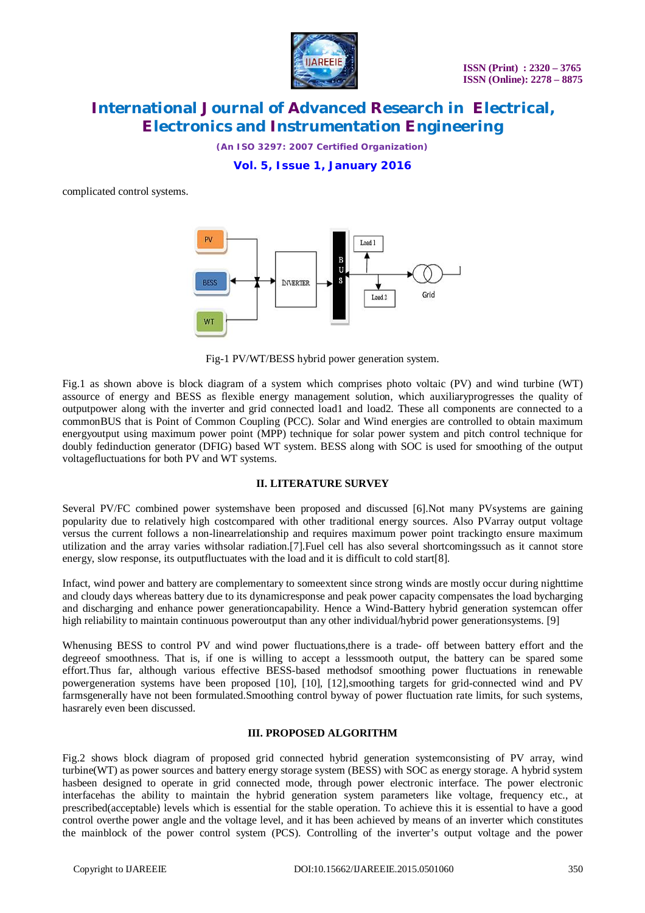complicated control systems.

Fig-1 PV/WT/BESS hybrid power generation system.

Fig.1 as shown above is block diagram of a system which comprises photo voltaic (PV) and wind turbine (WT) assource of energy and BESS as flexible energy management solution, which auxiliaryprogresses the quality of outputpower along with the inverter and grid connected load1 and load2. These all components are connected to a commonBUS that is Point of Common Coupling (PCC). Solar and Wind energies are controlled to obtain maximum energyoutput using maximum power point (MPP) technique for solar power system and pitch control technique for doubly fedinduction generator (DFIG) based WT system. BESS along with SOC is used for smoothing of the output voltagefluctuations for both PV and WT systems.

## II. LITERATURE SURVEY

Several PV/FC combined power systemshave been proposed and discussed [6].Not many PVsystems are gaining popularity due to relatively high costcompared with other traditional energy sources. Also PVarray output voltage versus the current follows a non-linearrelationship and requires maximum power point trackingto ensure maximum utilization and the array varies withsolar radiation.[7].Fuel cell has also several shortcomingssuch as it cannot store energy, slow response, its outputfluctuates with the load and it is difficult to cold start[8].

Infact, wind power and battery are complementary to someextent since strong winds are mostly occur during nighttime and cloudy days whereas battery due to its dynamicresponse and peak power capacity compensates the load bycharging and discharging and enhance power generationcapability. Hence a Wind-Battery hybrid generation systemcan offer high reliability to maintain continuous poweroutput than any other individual/hybrid power generationsystems. [9]

Whenusing BESS to control PV and wind power fluctuations,there is a trade- off between battery effort and the degreeof smoothness. That is, if one is willing to accept a lesssmooth output, the battery can be spared some effort.Thus far, although various effective BESS-based methodsof smoothing power fluctuations in renewable powergeneration systems have been proposed [10], [10], [12],smoothing targets for grid-connected wind and PV farmsgenerally have not been formulated.Smoothing control byway of power fluctuation rate limits, for such systems, hasrarely even been discussed.

## III. PROPOSED ALGORITHM

Fig.2 shows block diagram of proposed grid connected hybrid generation systemconsisting of PV array, wind turbine(WT) as power sources and battery energy storage system (BESS) with SOC as energy storage. A hybrid system hasbeen designed to operate in grid connected mode, through power electronic interface. The power electronic interfacehas the ability to maintain the hybrid generation system parameters like voltage, frequency etc., at prescribed(acceptable) levels which is essential for the stable operation. To achieve this it is essential to have a good control overthe power angle and the voltage level, and it has been achieved by means of an inverter which constitutes the mainblock of the power control system (PCS). Controlling of the inverter's output voltage and the power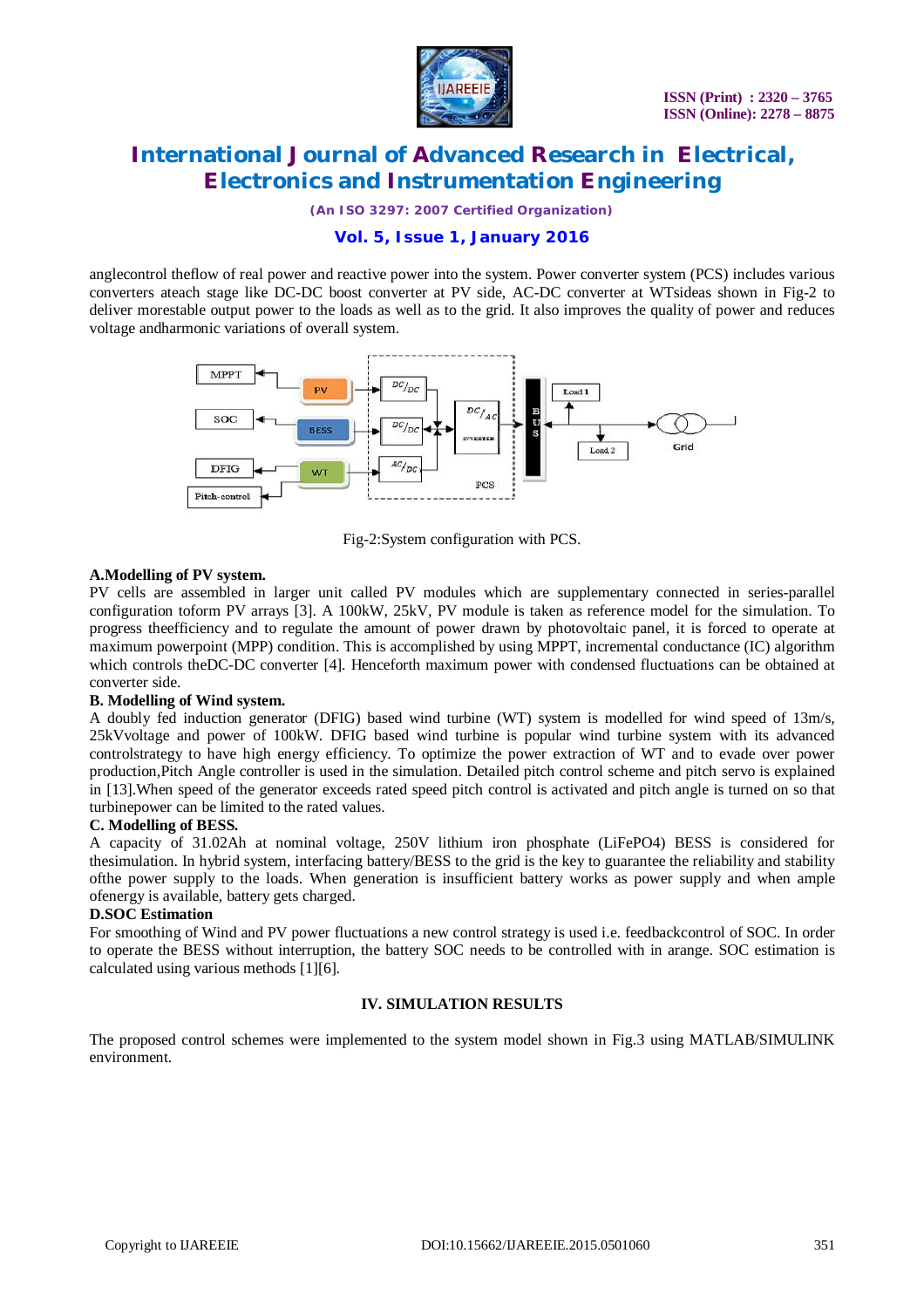anglecontrol theflow of real power and reactive power into the system. Power converter system (PCS) includes various converters ateach stage like DC-DC boost converter at PV side, AC-DC converter at WTsideas shown in Fig-2 to deliver morestable output power to the loads as well as to the grid. It also improves the quality of power and reduces voltage andharmonic variations of overall system.

Fig-2:System configuration with PCS.

### A.Modelling of PV system.

PV cells are assembled in larger unit called PV modules which are supplementary connected in series-parallel configuration toform PV arrays [3]. A 100kW, 25kV, PV module is taken as reference model for the simulation. To progress theefficiency and to regulate the amount of power drawn by photovoltaic panel, it is forced to operate at maximum powerpoint (MPP) condition. This is accomplished by using MPPT, incremental conductance (IC) algorithm which controls theDC-DC converter [4]. Henceforth maximum power with condensed fluctuations can be obtained at converter side.

### B. Modelling of Wind system.

A doubly fed induction generator (DFIG) based wind turbine (WT) system is modelled for wind speed of 13m/s, 25kVvoltage and power of 100kW. DFIG based wind turbine is popular wind turbine system with its advanced controlstrategy to have high energy efficiency. To optimize the power extraction of WT and to evade over power production,Pitch Angle controller is used in the simulation. Detailed pitch control scheme and pitch servo is explained in [13].When speed of the generator exceeds rated speed pitch control is activated and pitch angle is turned on so that turbinepower can be limited to the rated values.

### C. Modelling of BESS.

A capacity of 31.02Ah at nominal voltage, 250V lithium iron phosphate (LiFePO4) BESS is considered for thesimulation. In hybrid system, interfacing battery/BESS to the grid is the key to guarantee the reliability and stability ofthe power supply to the loads. When generation is insufficient battery works as power supply and when ample ofenergy is available, battery gets charged.

### D.SOC Estimation

For smoothing of Wind and PV power fluctuations a new control strategy is used i.e. feedbackcontrol of SOC. In order to operate the BESS without interruption, the battery SOC needs to be controlled with in arange. SOC estimation is calculated using various methods [1][6].

## IV. SIMULATION RESULTS

The proposed control schemes were implemented to the system model shown in Fig.3 using MATLAB/SIMULINK environment.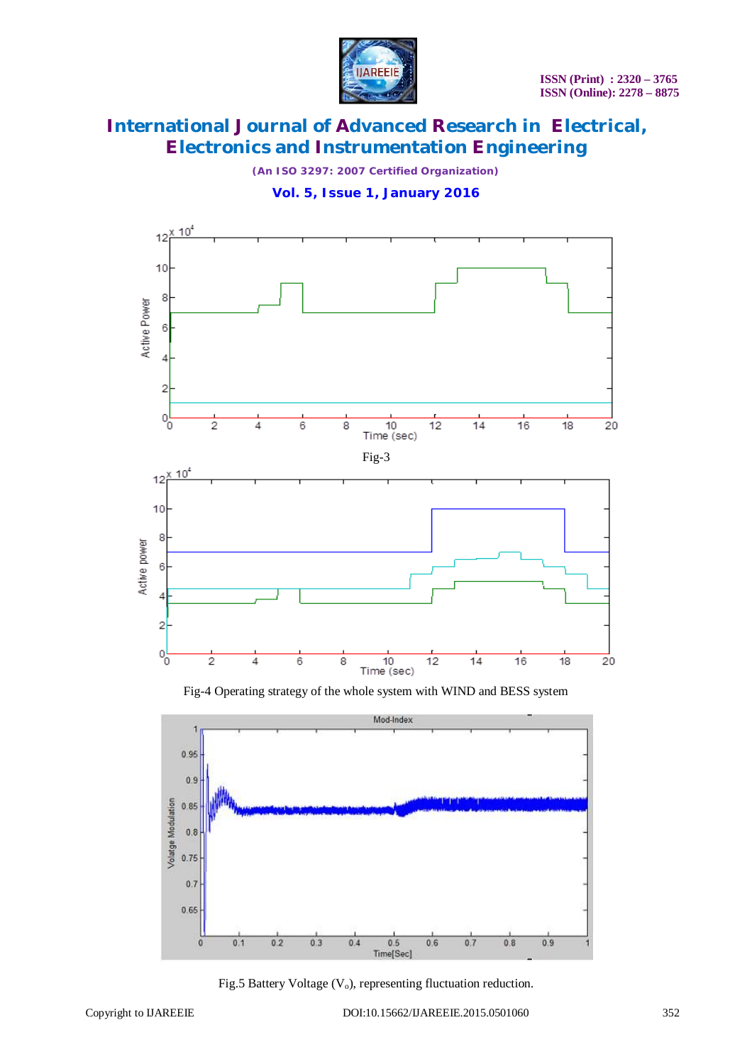Fig-3

Fig-4 Operating strategy of the whole system with WIND and BESS system

Fig.5 Battery Voltage ($V_o$), representing fluctuation reduction.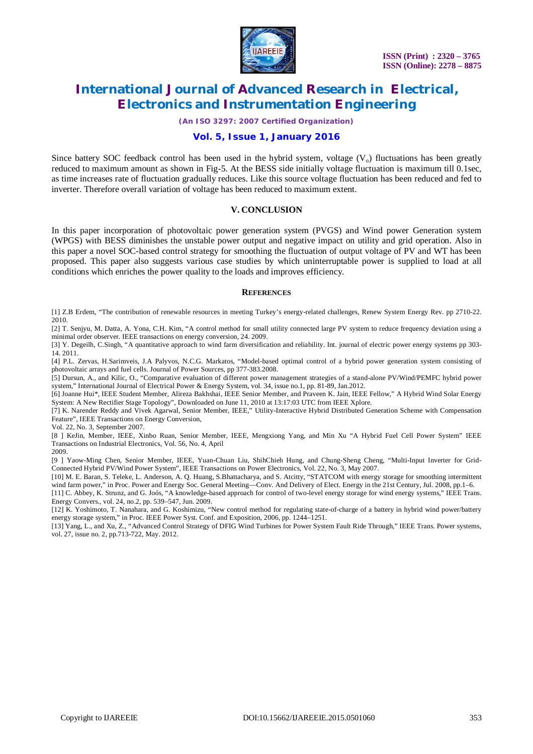Since battery SOC feedback control has been used in the hybrid system, voltage ($V_o$) fluctuations has been greatly reduced to maximum amount as shown in Fig-5. At the BESS side initially voltage fluctuation is maximum till 0.1sec, as time increases rate of fluctuation gradually reduces. Like this source voltage fluctuation has been reduced and fed to inverter. Therefore overall variation of voltage has been reduced to maximum extent.

## V. CONCLUSION

In this paper incorporation of photovoltaic power generation system (PVGS) and Wind power Generation system (WPGS) with BESS diminishes the unstable power output and negative impact on utility and grid operation. Also in this paper a novel SOC-based control strategy for smoothing the fluctuation of output voltage of PV and WT has been proposed. This paper also suggests various case studies by which uninterruptable power is supplied to load at all conditions which enriches the power quality to the loads and improves efficiency.

## REFERENCES

[1] Z.B Erdem, "The contribution of renewable resources in meeting Turkey's energy-related challenges, Renew System Energy Rev. pp 2710-22. 2010.

[2] T. Senjyu, M. Datta, A. Yona, C.H. Kim, "A control method for small utility connected large PV system to reduce frequency deviation using a minimal order observer. IEEE transactions on energy conversion, 24. 2009.

[3] Y. Degeilh, C.Singh, "A quantitative approach to wind farm diversification and reliability. Int. journal of electric power energy systems pp 303-14. 2011.

[4] P.L. Zervas, H.Sarimveis, J.A Palyvos, N.C.G. Markatos, "Model-based optimal control of a hybrid power generation system consisting of photovoltaic arrays and fuel cells. Journal of Power Sources, pp 377-383.2008.

[5] Dursun, A., and Kilic, O., "Comparative evaluation of different power management strategies of a stand-alone PV/Wind/PEMFC hybrid power system," International Journal of Electrical Power & Energy System, vol. 34, issue no.1, pp. 81-89, Jan.2012.

[6] Joanne Hui*, IEEE Student Member, Alireza Bakhshai, IEEE Senior Member, and Praveen K. Jain, IEEE Fellow," A Hybrid Wind Solar Energy System: A New Rectifier Stage Topology", Downloaded on June 11, 2010 at 13:17:03 UTC from IEEE Xplore.

[7] K. Narender Reddy and Vivek Agarwal, Senior Member, IEEE," Utility-Interactive Hybrid Distributed Generation Scheme with Compensation Feature", IEEE Transactions on Energy Conversion,
Vol. 22, No. 3, September 2007.

[8 ] KeJin, Member, IEEE, Xinbo Ruan, Senior Member, IEEE, Mengxiong Yang, and Min Xu "A Hybrid Fuel Cell Power System" IEEE Transactions on Industrial Electronics, Vol. 56, No. 4, April
2009.

[9 ] Yaow-Ming Chen, Senior Member, IEEE, Yuan-Chuan Liu, ShihChieh Hung, and Chung-Sheng Cheng, "Multi-Input Inverter for Grid-Connected Hybrid PV/Wind Power System", IEEE Transactions on Power Electronics, Vol. 22, No. 3, May 2007.

[10] M. E. Baran, S. Teleke, L. Anderson, A. Q. Huang, S.Bhattacharya, and S. Atcitty, "STATCOM with energy storage for smoothing intermittent wind farm power," in Proc. Power and Energy Soc. General Meeting—Conv. And Delivery of Elect. Energy in the 21st Century, Jul. 2008, pp.1–6.

[11] C. Abbey, K. Strunz, and G. Joós, "A knowledge-based approach for control of two-level energy storage for wind energy systems," IEEE Trans. Energy Convers., vol. 24, no.2, pp. 539–547, Jun. 2009.

[12] K. Yoshimoto, T. Nanahara, and G. Koshimizu, "New control method for regulating state-of-charge of a battery in hybrid wind power/battery energy storage system," in Proc. IEEE Power Syst. Conf. and Exposition, 2006, pp. 1244–1251.

[13] Yang, L., and Xu, Z., "Advanced Control Strategy of DFIG Wind Turbines for Power System Fault Ride Through," IEEE Trans. Power systems, vol. 27, issue no. 2, pp.713-722, May. 2012.